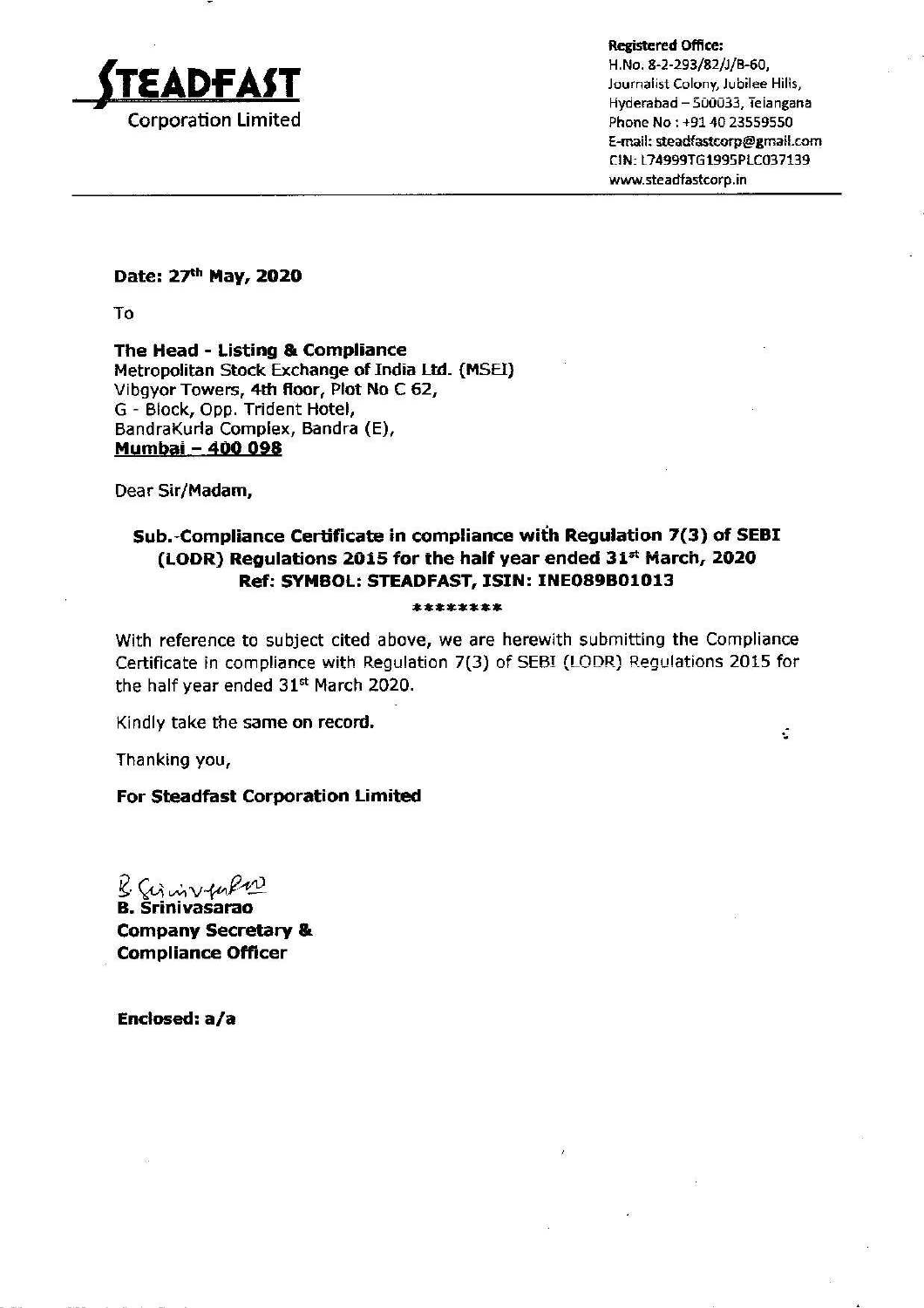**STEADFAST**
Corporation Limited

**Registered Office:**
H.No. 8-2-293/82/J/B-60,
Journalist Colony, Jubilee Hills,
Hyderabad – 500033, Telangana
Phone No : +91 40 23559550
E-mail: steadfastcorp@gmail.com
CIN: L74999TG1995PLC037139
www.steadfastcorp.in

**Date: 27th May, 2020**

To

**The Head - Listing & Compliance**
Metropolitan Stock Exchange of India Ltd. (MSEI)
Vibgyor Towers, 4th floor, Plot No C 62,
G - Block, Opp. Trident Hotel,
BandraKurla Complex, Bandra (E),
**Mumbai – 400 098**

Dear Sir/Madam,

**Sub.-Compliance Certificate in compliance with Regulation 7(3) of SEBI (LODR) Regulations 2015 for the half year ended 31st March, 2020**
**Ref: SYMBOL: STEADFAST, ISIN: INE089B01013**

********

With reference to subject cited above, we are herewith submitting the Compliance Certificate in compliance with Regulation 7(3) of SEBI (LODR) Regulations 2015 for the half year ended 31st March 2020.

Kindly take the same on record.

Thanking you,

**For Steadfast Corporation Limited**

**B. Srinivasarao**
**Company Secretary &**
**Compliance Officer**

**Enclosed: a/a**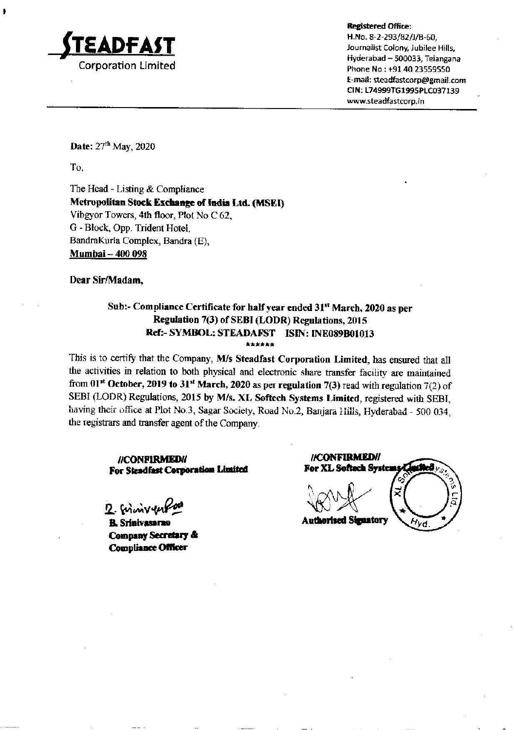# STEADFAST Corporation Limited

**Registered Office:**
H.No. 8-2-293/82/J/B-60,
Journalist Colony, Jubilee Hills,
Hyderabad – 500033, Telangana
Phone No : +91 40 23559550
E-mail: steadfastcorp@gmail.com
CIN: L74999TG1995PLC037139
www.steadfastcorp.in

**Date:** 27th May, 2020

To,

The Head - Listing & Compliance
**Metropolitan Stock Exchange of India Ltd. (MSEI)**
Vibgyor Towers, 4th floor, Plot No C 62,
G - Block, Opp. Trident Hotel,
BandraKurla Complex, Bandra (E),
**Mumbai – 400 098**

**Dear Sir/Madam,**

**Sub:- Compliance Certificate for half year ended 31st March, 2020 as per Regulation 7(3) of SEBI (LODR) Regulations, 2015**
**Ref:- SYMBOL: STEADAFST ISIN: INE089B01013**

******

This is to certify that the Company, **M/s Steadfast Corporation Limited**, has ensured that all the activities in relation to both physical and electronic share transfer facility are maintained from **01st October, 2019 to 31st March, 2020** as per **regulation 7(3)** read with regulation 7(2) of SEBI (LODR) Regulations, 2015 **by M/s. XL Softech Systems Limited**, registered with SEBI, having their office at Plot No.3, Sagar Society, Road No.2, Banjara Hills, Hyderabad - 500 034, the registrars and transfer agent of the Company.

**//CONFIRMED//**
**For Steadfast Corporation Limited**

**B. Srinivasarao**
**Company Secretary & Compliance Officer**

**//CONFIRMED//**
**For XL Softech Systems Limited**

**Authorised Signatory**